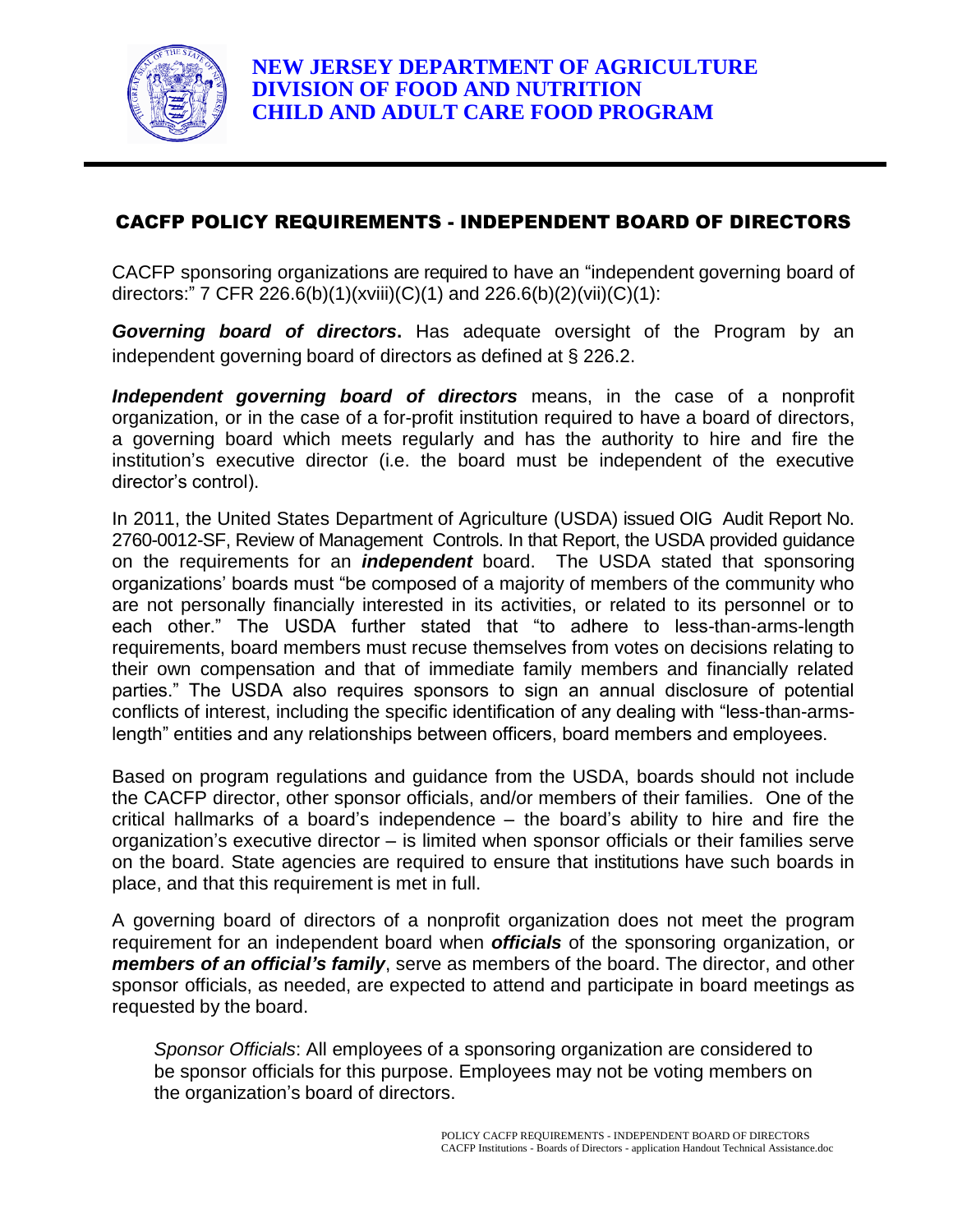**NEW JERSEY DEPARTMENT OF AGRICULTURE**
**DIVISION OF FOOD AND NUTRITION**
**CHILD AND ADULT CARE FOOD PROGRAM**

# CACFP POLICY REQUIREMENTS - INDEPENDENT BOARD OF DIRECTORS

CACFP sponsoring organizations are required to have an "independent governing board of directors:" 7 CFR 226.6(b)(1)(xviii)(C)(1) and 226.6(b)(2)(vii)(C)(1):

***Governing board of directors*.** Has adequate oversight of the Program by an independent governing board of directors as defined at § 226.2.

***Independent governing board of directors*** means, in the case of a nonprofit organization, or in the case of a for-profit institution required to have a board of directors, a governing board which meets regularly and has the authority to hire and fire the institution's executive director (i.e. the board must be independent of the executive director's control).

In 2011, the United States Department of Agriculture (USDA) issued OIG Audit Report No. 2760-0012-SF, Review of Management Controls. In that Report, the USDA provided guidance on the requirements for an ***independent*** board. The USDA stated that sponsoring organizations' boards must "be composed of a majority of members of the community who are not personally financially interested in its activities, or related to its personnel or to each other." The USDA further stated that "to adhere to less-than-arms-length requirements, board members must recuse themselves from votes on decisions relating to their own compensation and that of immediate family members and financially related parties." The USDA also requires sponsors to sign an annual disclosure of potential conflicts of interest, including the specific identification of any dealing with "less-than-arms-length" entities and any relationships between officers, board members and employees.

Based on program regulations and guidance from the USDA, boards should not include the CACFP director, other sponsor officials, and/or members of their families. One of the critical hallmarks of a board's independence – the board's ability to hire and fire the organization's executive director – is limited when sponsor officials or their families serve on the board. State agencies are required to ensure that institutions have such boards in place, and that this requirement is met in full.

A governing board of directors of a nonprofit organization does not meet the program requirement for an independent board when ***officials*** of the sponsoring organization, or ***members of an official's family***, serve as members of the board. The director, and other sponsor officials, as needed, are expected to attend and participate in board meetings as requested by the board.

*Sponsor Officials*: All employees of a sponsoring organization are considered to be sponsor officials for this purpose. Employees may not be voting members on the organization's board of directors.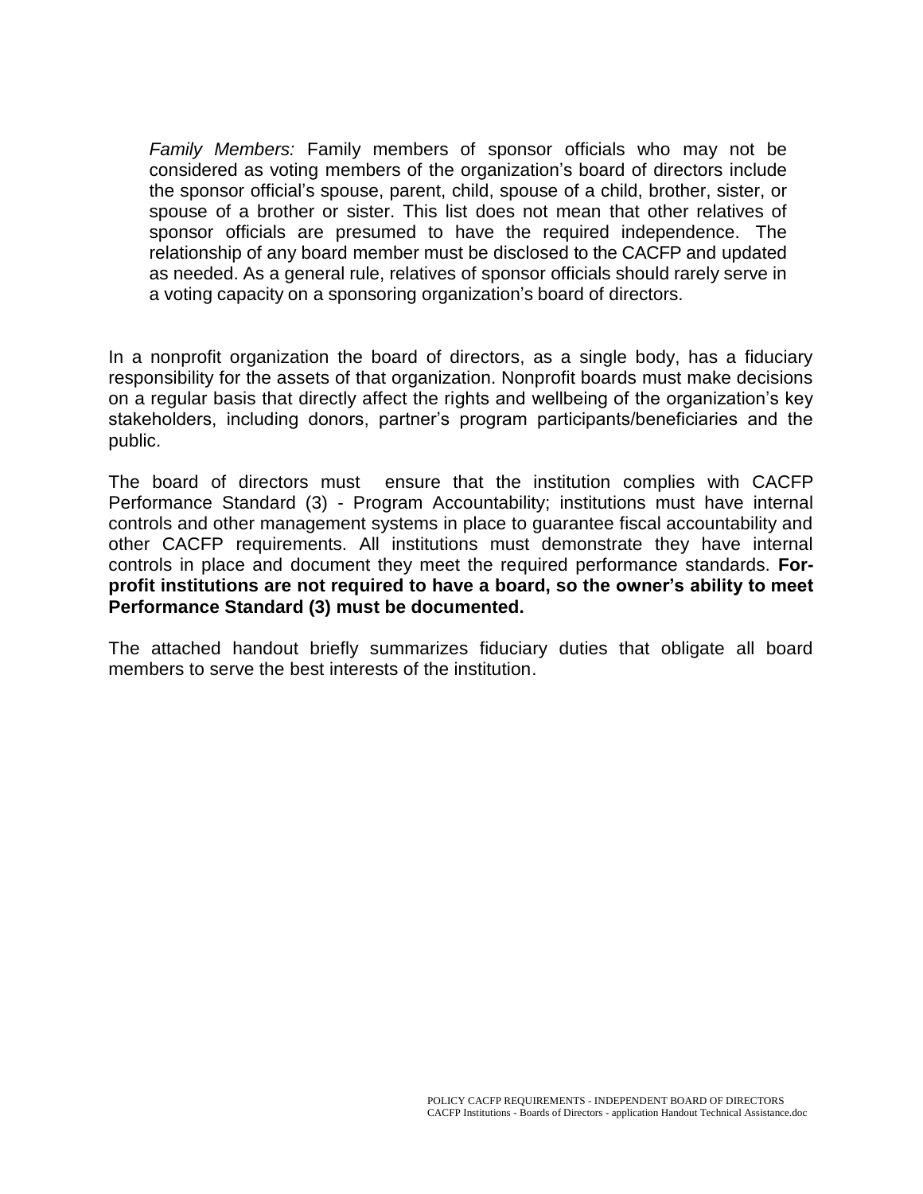*Family Members:* Family members of sponsor officials who may not be considered as voting members of the organization's board of directors include the sponsor official's spouse, parent, child, spouse of a child, brother, sister, or spouse of a brother or sister. This list does not mean that other relatives of sponsor officials are presumed to have the required independence. The relationship of any board member must be disclosed to the CACFP and updated as needed. As a general rule, relatives of sponsor officials should rarely serve in a voting capacity on a sponsoring organization's board of directors.

In a nonprofit organization the board of directors, as a single body, has a fiduciary responsibility for the assets of that organization. Nonprofit boards must make decisions on a regular basis that directly affect the rights and wellbeing of the organization's key stakeholders, including donors, partner's program participants/beneficiaries and the public.

The board of directors must ensure that the institution complies with CACFP Performance Standard (3) - Program Accountability; institutions must have internal controls and other management systems in place to guarantee fiscal accountability and other CACFP requirements. All institutions must demonstrate they have internal controls in place and document they meet the required performance standards. **For-profit institutions are not required to have a board, so the owner's ability to meet Performance Standard (3) must be documented.**

The attached handout briefly summarizes fiduciary duties that obligate all board members to serve the best interests of the institution.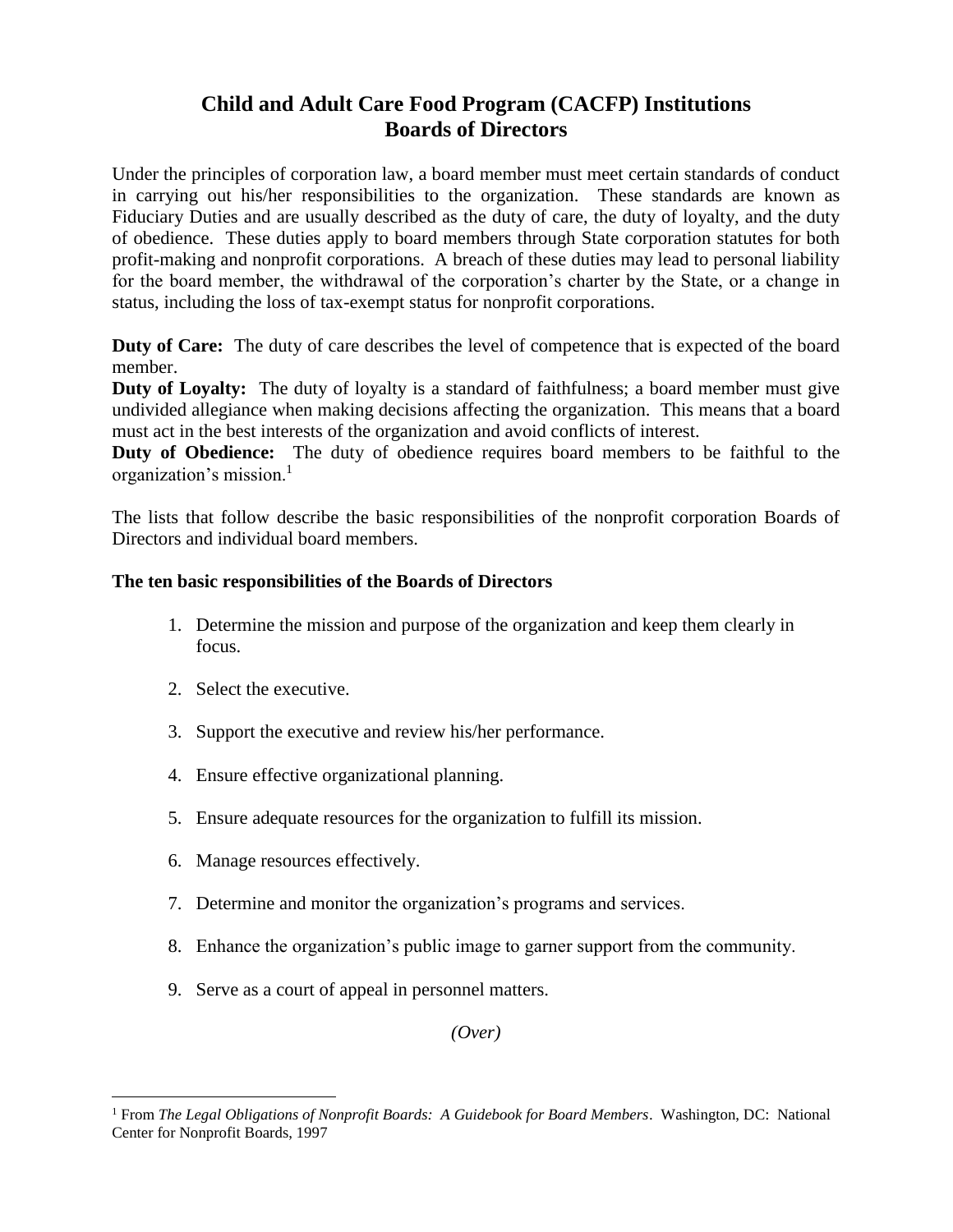# Child and Adult Care Food Program (CACFP) Institutions Boards of Directors

Under the principles of corporation law, a board member must meet certain standards of conduct in carrying out his/her responsibilities to the organization. These standards are known as Fiduciary Duties and are usually described as the duty of care, the duty of loyalty, and the duty of obedience. These duties apply to board members through State corporation statutes for both profit-making and nonprofit corporations. A breach of these duties may lead to personal liability for the board member, the withdrawal of the corporation's charter by the State, or a change in status, including the loss of tax-exempt status for nonprofit corporations.

**Duty of Care:** The duty of care describes the level of competence that is expected of the board member.

**Duty of Loyalty:** The duty of loyalty is a standard of faithfulness; a board member must give undivided allegiance when making decisions affecting the organization. This means that a board must act in the best interests of the organization and avoid conflicts of interest.

**Duty of Obedience:** The duty of obedience requires board members to be faithful to the organization's mission.[1]

The lists that follow describe the basic responsibilities of the nonprofit corporation Boards of Directors and individual board members.

**The ten basic responsibilities of the Boards of Directors**

1. Determine the mission and purpose of the organization and keep them clearly in focus.
2. Select the executive.
3. Support the executive and review his/her performance.
4. Ensure effective organizational planning.
5. Ensure adequate resources for the organization to fulfill its mission.
6. Manage resources effectively.
7. Determine and monitor the organization's programs and services.
8. Enhance the organization's public image to garner support from the community.
9. Serve as a court of appeal in personnel matters.

*(Over)*

---

[1] From *The Legal Obligations of Nonprofit Boards: A Guidebook for Board Members*. Washington, DC: National Center for Nonprofit Boards, 1997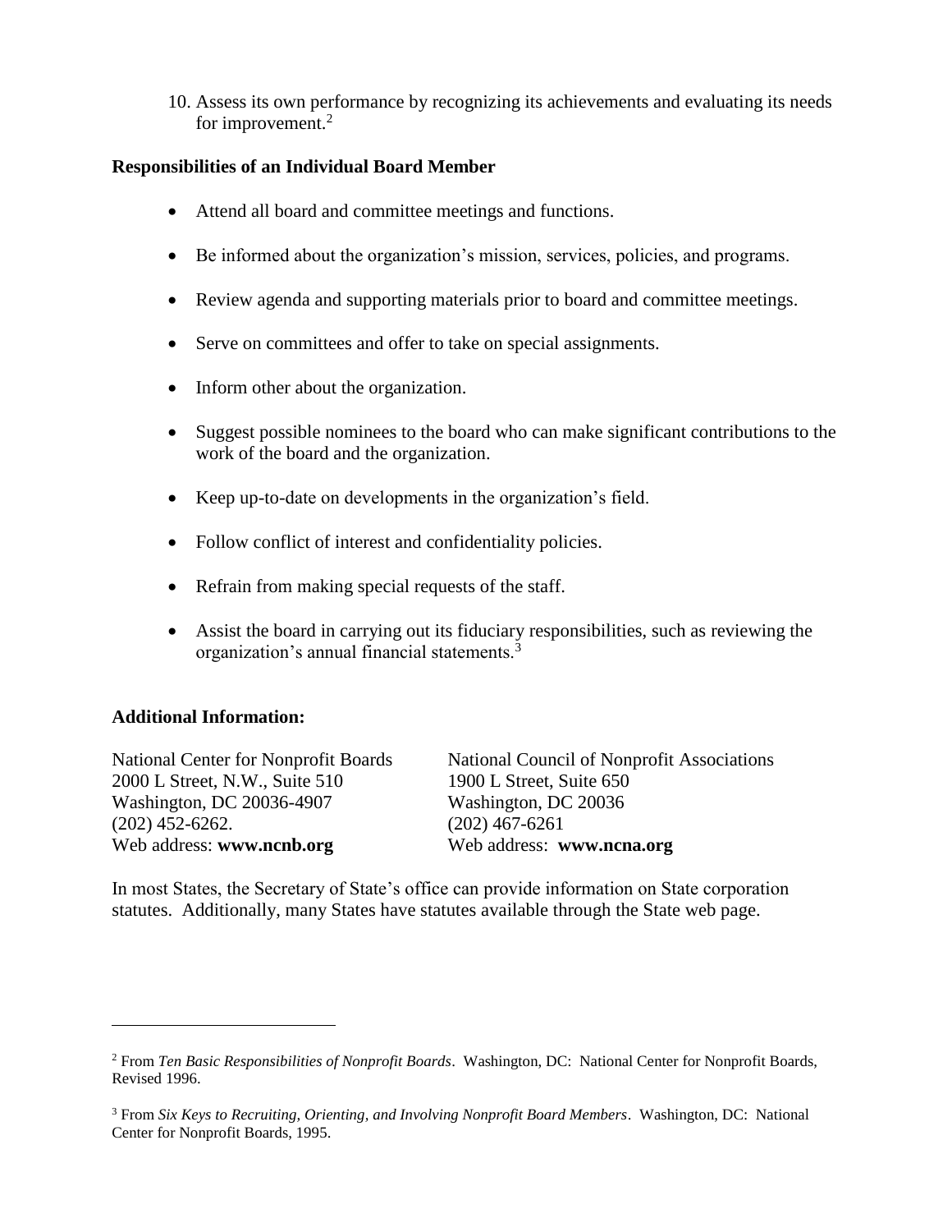10. Assess its own performance by recognizing its achievements and evaluating its needs for improvement.[2]

**Responsibilities of an Individual Board Member**

- Attend all board and committee meetings and functions.
- Be informed about the organization's mission, services, policies, and programs.
- Review agenda and supporting materials prior to board and committee meetings.
- Serve on committees and offer to take on special assignments.
- Inform other about the organization.
- Suggest possible nominees to the board who can make significant contributions to the work of the board and the organization.
- Keep up-to-date on developments in the organization's field.
- Follow conflict of interest and confidentiality policies.
- Refrain from making special requests of the staff.
- Assist the board in carrying out its fiduciary responsibilities, such as reviewing the organization's annual financial statements.[3]

**Additional Information:**

National Center for Nonprofit Boards
2000 L Street, N.W., Suite 510
Washington, DC 20036-4907
(202) 452-6262.
Web address: **www.ncnb.org**

National Council of Nonprofit Associations
1900 L Street, Suite 650
Washington, DC 20036
(202) 467-6261
Web address: **www.ncna.org**

In most States, the Secretary of State's office can provide information on State corporation statutes. Additionally, many States have statutes available through the State web page.

---

[2] From *Ten Basic Responsibilities of Nonprofit Boards*. Washington, DC: National Center for Nonprofit Boards, Revised 1996.

[3] From *Six Keys to Recruiting, Orienting, and Involving Nonprofit Board Members*. Washington, DC: National Center for Nonprofit Boards, 1995.